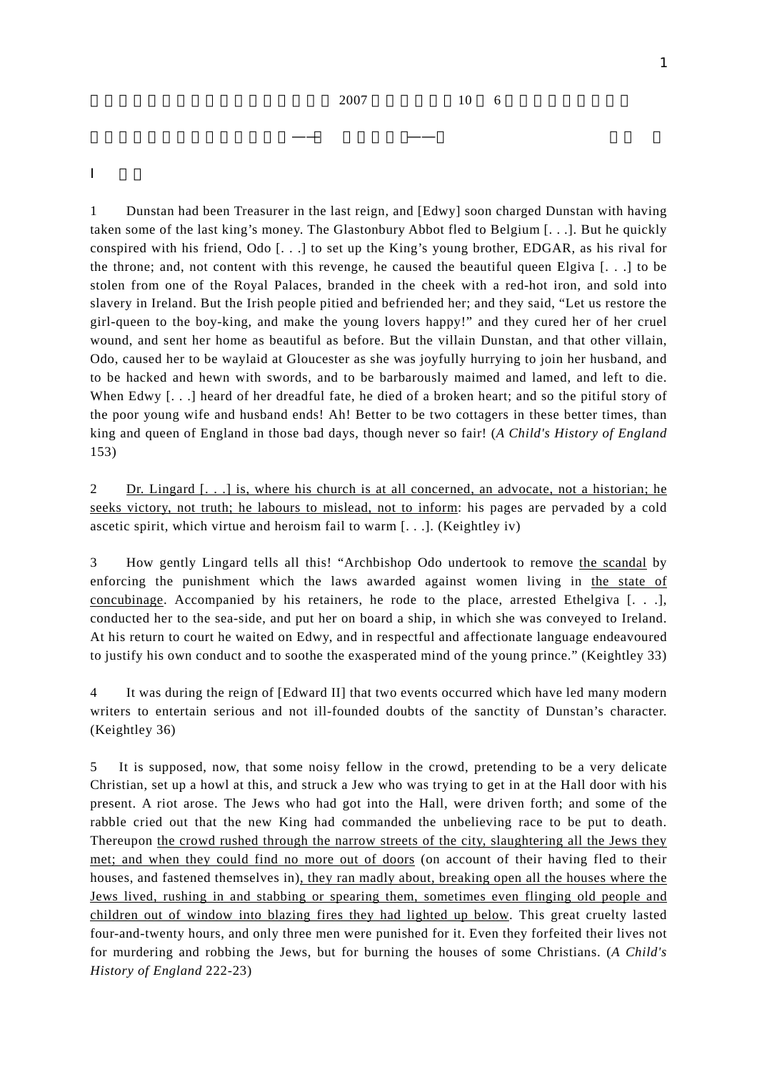2007 10 6

——　——

I

1　Dunstan had been Treasurer in the last reign, and [Edwy] soon charged Dunstan with having taken some of the last king's money. The Glastonbury Abbot fled to Belgium [. . .]. But he quickly conspired with his friend, Odo [. . .] to set up the King's young brother, EDGAR, as his rival for the throne; and, not content with this revenge, he caused the beautiful queen Elgiva [. . .] to be stolen from one of the Royal Palaces, branded in the cheek with a red-hot iron, and sold into slavery in Ireland. But the Irish people pitied and befriended her; and they said, "Let us restore the girl-queen to the boy-king, and make the young lovers happy!" and they cured her of her cruel wound, and sent her home as beautiful as before. But the villain Dunstan, and that other villain, Odo, caused her to be waylaid at Gloucester as she was joyfully hurrying to join her husband, and to be hacked and hewn with swords, and to be barbarously maimed and lamed, and left to die. When Edwy [. . .] heard of her dreadful fate, he died of a broken heart; and so the pitiful story of the poor young wife and husband ends! Ah! Better to be two cottagers in these better times, than king and queen of England in those bad days, though never so fair! (*A Child's History of England* 153)

2　<u>Dr. Lingard [. . .] is, where his church is at all concerned, an advocate, not a historian; he seeks victory, not truth; he labours to mislead, not to inform</u>: his pages are pervaded by a cold ascetic spirit, which virtue and heroism fail to warm [. . .]. (Keightley iv)

3　How gently Lingard tells all this! "Archbishop Odo undertook to remove <u>the scandal</u> by enforcing the punishment which the laws awarded against women living in <u>the state of concubinage</u>. Accompanied by his retainers, he rode to the place, arrested Ethelgiva [. . .], conducted her to the sea-side, and put her on board a ship, in which she was conveyed to Ireland. At his return to court he waited on Edwy, and in respectful and affectionate language endeavoured to justify his own conduct and to soothe the exasperated mind of the young prince." (Keightley 33)

4　It was during the reign of [Edward II] that two events occurred which have led many modern writers to entertain serious and not ill-founded doubts of the sanctity of Dunstan's character. (Keightley 36)

5　It is supposed, now, that some noisy fellow in the crowd, pretending to be a very delicate Christian, set up a howl at this, and struck a Jew who was trying to get in at the Hall door with his present. A riot arose. The Jews who had got into the Hall, were driven forth; and some of the rabble cried out that the new King had commanded the unbelieving race to be put to death. Thereupon <u>the crowd rushed through the narrow streets of the city, slaughtering all the Jews they met; and when they could find no more out of doors</u> (on account of their having fled to their houses, and fastened themselves in)<u>, they ran madly about, breaking open all the houses where the Jews lived, rushing in and stabbing or spearing them, sometimes even flinging old people and children out of window into blazing fires they had lighted up below</u>. This great cruelty lasted four-and-twenty hours, and only three men were punished for it. Even they forfeited their lives not for murdering and robbing the Jews, but for burning the houses of some Christians. (*A Child's History of England* 222-23)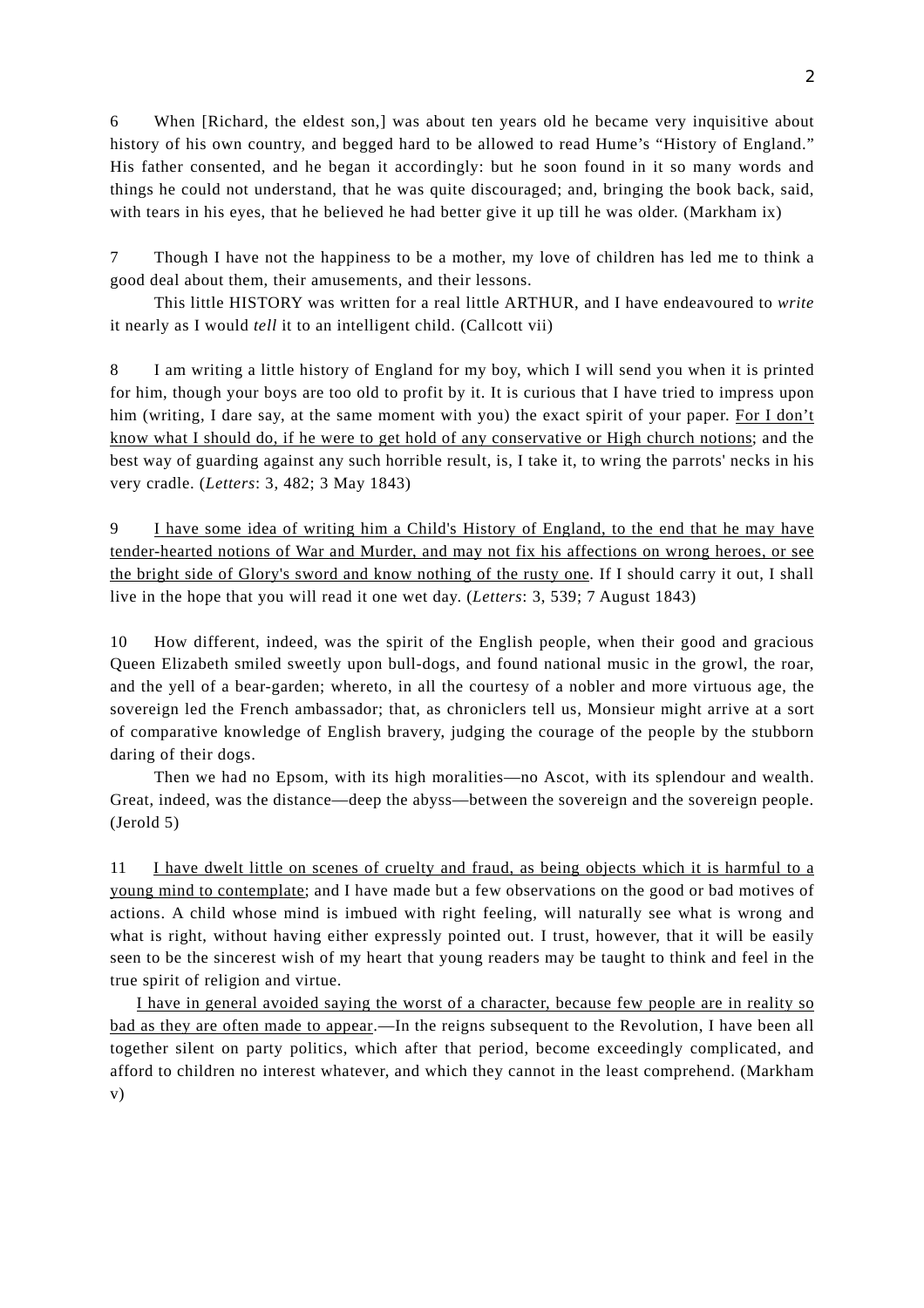6 When [Richard, the eldest son,] was about ten years old he became very inquisitive about history of his own country, and begged hard to be allowed to read Hume's "History of England." His father consented, and he began it accordingly: but he soon found in it so many words and things he could not understand, that he was quite discouraged; and, bringing the book back, said, with tears in his eyes, that he believed he had better give it up till he was older. (Markham ix)

7 Though I have not the happiness to be a mother, my love of children has led me to think a good deal about them, their amusements, and their lessons.

This little HISTORY was written for a real little ARTHUR, and I have endeavoured to *write* it nearly as I would *tell* it to an intelligent child. (Callcott vii)

8 I am writing a little history of England for my boy, which I will send you when it is printed for him, though your boys are too old to profit by it. It is curious that I have tried to impress upon him (writing, I dare say, at the same moment with you) the exact spirit of your paper. <u>For I don't know what I should do, if he were to get hold of any conservative or High church notions</u>; and the best way of guarding against any such horrible result, is, I take it, to wring the parrots' necks in his very cradle. (*Letters*: 3, 482; 3 May 1843)

9 <u>I have some idea of writing him a Child's History of England, to the end that he may have tender-hearted notions of War and Murder, and may not fix his affections on wrong heroes, or see the bright side of Glory's sword and know nothing of the rusty one</u>. If I should carry it out, I shall live in the hope that you will read it one wet day. (*Letters*: 3, 539; 7 August 1843)

10 How different, indeed, was the spirit of the English people, when their good and gracious Queen Elizabeth smiled sweetly upon bull-dogs, and found national music in the growl, the roar, and the yell of a bear-garden; whereto, in all the courtesy of a nobler and more virtuous age, the sovereign led the French ambassador; that, as chroniclers tell us, Monsieur might arrive at a sort of comparative knowledge of English bravery, judging the courage of the people by the stubborn daring of their dogs.

Then we had no Epsom, with its high moralities—no Ascot, with its splendour and wealth. Great, indeed, was the distance—deep the abyss—between the sovereign and the sovereign people. (Jerold 5)

11 <u>I have dwelt little on scenes of cruelty and fraud, as being objects which it is harmful to a young mind to contemplate</u>; and I have made but a few observations on the good or bad motives of actions. A child whose mind is imbued with right feeling, will naturally see what is wrong and what is right, without having either expressly pointed out. I trust, however, that it will be easily seen to be the sincerest wish of my heart that young readers may be taught to think and feel in the true spirit of religion and virtue.

<u>I have in general avoided saying the worst of a character, because few people are in reality so bad as they are often made to appear</u>.—In the reigns subsequent to the Revolution, I have been all together silent on party politics, which after that period, become exceedingly complicated, and afford to children no interest whatever, and which they cannot in the least comprehend. (Markham v)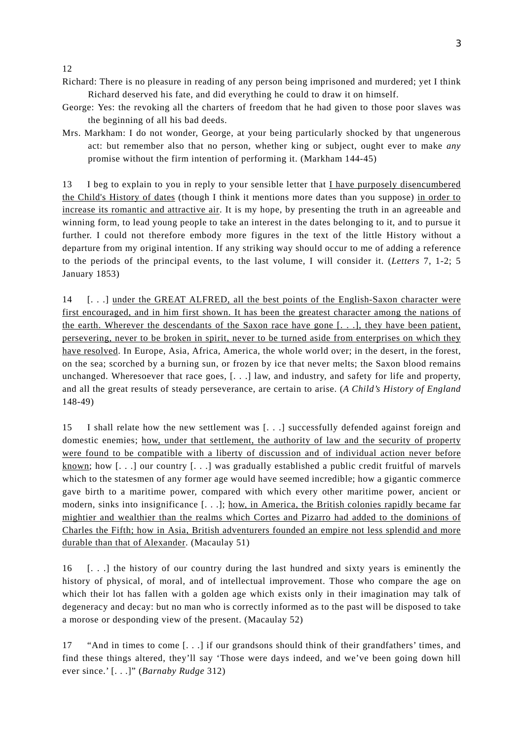12

Richard: There is no pleasure in reading of any person being imprisoned and murdered; yet I think Richard deserved his fate, and did everything he could to draw it on himself.

George: Yes: the revoking all the charters of freedom that he had given to those poor slaves was the beginning of all his bad deeds.

Mrs. Markham: I do not wonder, George, at your being particularly shocked by that ungenerous act: but remember also that no person, whether king or subject, ought ever to make *any* promise without the firm intention of performing it. (Markham 144-45)

13 I beg to explain to you in reply to your sensible letter that <u>I have purposely disencumbered the Child's History of dates</u> (though I think it mentions more dates than you suppose) <u>in order to increase its romantic and attractive air</u>. It is my hope, by presenting the truth in an agreeable and winning form, to lead young people to take an interest in the dates belonging to it, and to pursue it further. I could not therefore embody more figures in the text of the little History without a departure from my original intention. If any striking way should occur to me of adding a reference to the periods of the principal events, to the last volume, I will consider it. (*Letters* 7, 1-2; 5 January 1853)

14 [. . .] <u>under the GREAT ALFRED, all the best points of the English-Saxon character were first encouraged, and in him first shown. It has been the greatest character among the nations of the earth. Wherever the descendants of the Saxon race have gone [. . .], they have been patient, persevering, never to be broken in spirit, never to be turned aside from enterprises on which they have resolved</u>. In Europe, Asia, Africa, America, the whole world over; in the desert, in the forest, on the sea; scorched by a burning sun, or frozen by ice that never melts; the Saxon blood remains unchanged. Wheresoever that race goes, [. . .] law, and industry, and safety for life and property, and all the great results of steady perseverance, are certain to arise. (*A Child's History of England* 148-49)

15 I shall relate how the new settlement was [. . .] successfully defended against foreign and domestic enemies; <u>how, under that settlement, the authority of law and the security of property were found to be compatible with a liberty of discussion and of individual action never before known</u>; how [. . .] our country [. . .] was gradually established a public credit fruitful of marvels which to the statesmen of any former age would have seemed incredible; how a gigantic commerce gave birth to a maritime power, compared with which every other maritime power, ancient or modern, sinks into insignificance [. . .]; <u>how, in America, the British colonies rapidly became far mightier and wealthier than the realms which Cortes and Pizarro had added to the dominions of Charles the Fifth; how in Asia, British adventurers founded an empire not less splendid and more durable than that of Alexander</u>. (Macaulay 51)

16 [. . .] the history of our country during the last hundred and sixty years is eminently the history of physical, of moral, and of intellectual improvement. Those who compare the age on which their lot has fallen with a golden age which exists only in their imagination may talk of degeneracy and decay: but no man who is correctly informed as to the past will be disposed to take a morose or desponding view of the present. (Macaulay 52)

17 "And in times to come [. . .] if our grandsons should think of their grandfathers' times, and find these things altered, they'll say 'Those were days indeed, and we've been going down hill ever since.' [. . .]" (*Barnaby Rudge* 312)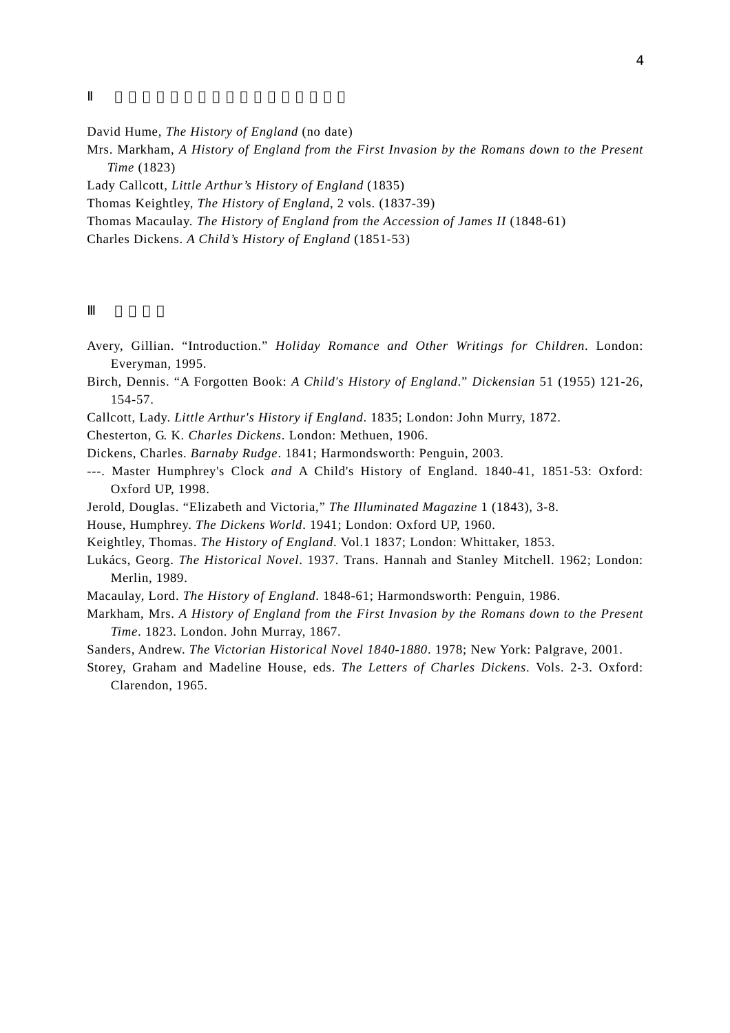## Ⅱ 

David Hume, *The History of England* (no date)

Mrs. Markham, *A History of England from the First Invasion by the Romans down to the Present Time* (1823)

Lady Callcott, *Little Arthur's History of England* (1835)

Thomas Keightley, *The History of England*, 2 vols. (1837-39)

Thomas Macaulay. *The History of England from the Accession of James II* (1848-61)

Charles Dickens. *A Child's History of England* (1851-53)

## Ⅲ 

Avery, Gillian. "Introduction." *Holiday Romance and Other Writings for Children*. London: Everyman, 1995.

Birch, Dennis. "A Forgotten Book: *A Child's History of England*." *Dickensian* 51 (1955) 121-26, 154-57.

Callcott, Lady. *Little Arthur's History if England*. 1835; London: John Murry, 1872.

Chesterton, G. K. *Charles Dickens*. London: Methuen, 1906.

Dickens, Charles. *Barnaby Rudge*. 1841; Harmondsworth: Penguin, 2003.

---. Master Humphrey's Clock *and* A Child's History of England. 1840-41, 1851-53: Oxford: Oxford UP, 1998.

Jerold, Douglas. "Elizabeth and Victoria," *The Illuminated Magazine* 1 (1843), 3-8.

House, Humphrey. *The Dickens World*. 1941; London: Oxford UP, 1960.

Keightley, Thomas. *The History of England*. Vol.1 1837; London: Whittaker, 1853.

Lukács, Georg. *The Historical Novel*. 1937. Trans. Hannah and Stanley Mitchell. 1962; London: Merlin, 1989.

Macaulay, Lord. *The History of England*. 1848-61; Harmondsworth: Penguin, 1986.

Markham, Mrs. *A History of England from the First Invasion by the Romans down to the Present Time*. 1823. London. John Murray, 1867.

Sanders, Andrew. *The Victorian Historical Novel 1840-1880*. 1978; New York: Palgrave, 2001.

Storey, Graham and Madeline House, eds. *The Letters of Charles Dickens*. Vols. 2-3. Oxford: Clarendon, 1965.